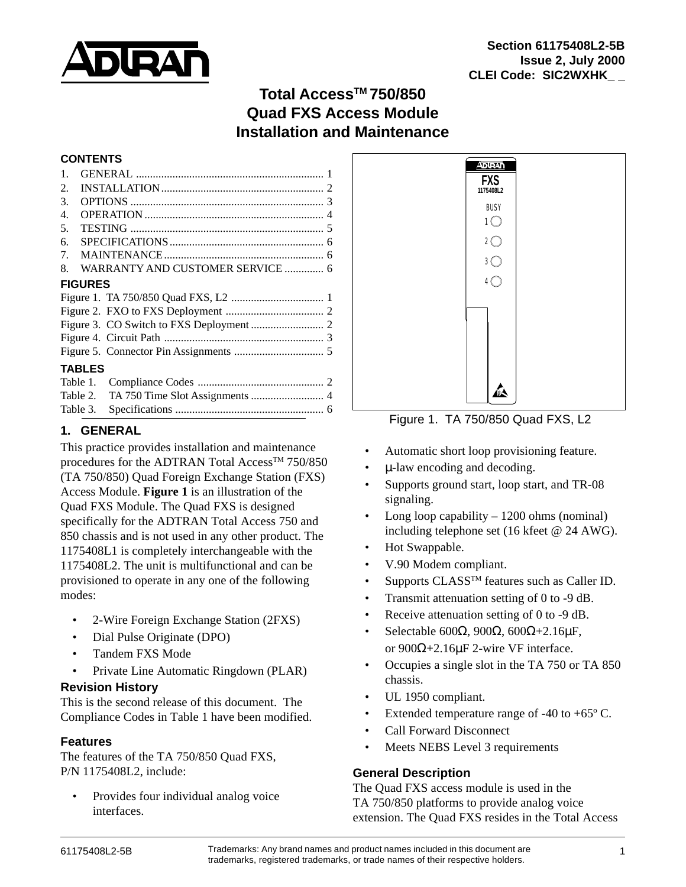Section 61175408L2-5B
Issue 2, July 2000
CLEI Code: SIC2WXHK_ _

# Total Access™ 750/850 Quad FXS Access Module Installation and Maintenance

**CONTENTS**

1. GENERAL .................................................................. 1
2. INSTALLATION.......................................................... 2
3. OPTIONS .................................................................... 3
4. OPERATION............................................................... 4
5. TESTING .................................................................... 5
6. SPECIFICATIONS...................................................... 6
7. MAINTENANCE......................................................... 6
8. WARRANTY AND CUSTOMER SERVICE .............. 6

**FIGURES**

Figure 1. TA 750/850 Quad FXS, L2 ................................. 1
Figure 2. FXO to FXS Deployment ................................... 2
Figure 3. CO Switch to FXS Deployment.......................... 2
Figure 4. Circuit Path ......................................................... 3
Figure 5. Connector Pin Assignments ................................ 5

**TABLES**

Table 1. Compliance Codes ............................................. 2
Table 2. TA 750 Time Slot Assignments .......................... 4
Table 3. Specifications ..................................................... 6

Figure 1. TA 750/850 Quad FXS, L2

## 1. GENERAL

This practice provides installation and maintenance procedures for the ADTRAN Total Access™ 750/850 (TA 750/850) Quad Foreign Exchange Station (FXS) Access Module. **Figure 1** is an illustration of the Quad FXS Module. The Quad FXS is designed specifically for the ADTRAN Total Access 750 and 850 chassis and is not used in any other product. The 1175408L1 is completely interchangeable with the 1175408L2. The unit is multifunctional and can be provisioned to operate in any one of the following modes:

- 2-Wire Foreign Exchange Station (2FXS)
- Dial Pulse Originate (DPO)
- Tandem FXS Mode
- Private Line Automatic Ringdown (PLAR)

### Revision History

This is the second release of this document. The Compliance Codes in Table 1 have been modified.

### Features

The features of the TA 750/850 Quad FXS, P/N 1175408L2, include:

- Provides four individual analog voice interfaces.
- Automatic short loop provisioning feature.
- μ-law encoding and decoding.
- Supports ground start, loop start, and TR-08 signaling.
- Long loop capability – 1200 ohms (nominal) including telephone set (16 kfeet @ 24 AWG).
- Hot Swappable.
- V.90 Modem compliant.
- Supports CLASS™ features such as Caller ID.
- Transmit attenuation setting of 0 to -9 dB.
- Receive attenuation setting of 0 to -9 dB.
- Selectable 600Ω, 900Ω, 600Ω+2.16μF, or 900Ω+2.16μF 2-wire VF interface.
- Occupies a single slot in the TA 750 or TA 850 chassis.
- UL 1950 compliant.
- Extended temperature range of -40 to +65º C.
- Call Forward Disconnect
- Meets NEBS Level 3 requirements

### General Description

The Quad FXS access module is used in the TA 750/850 platforms to provide analog voice extension. The Quad FXS resides in the Total Access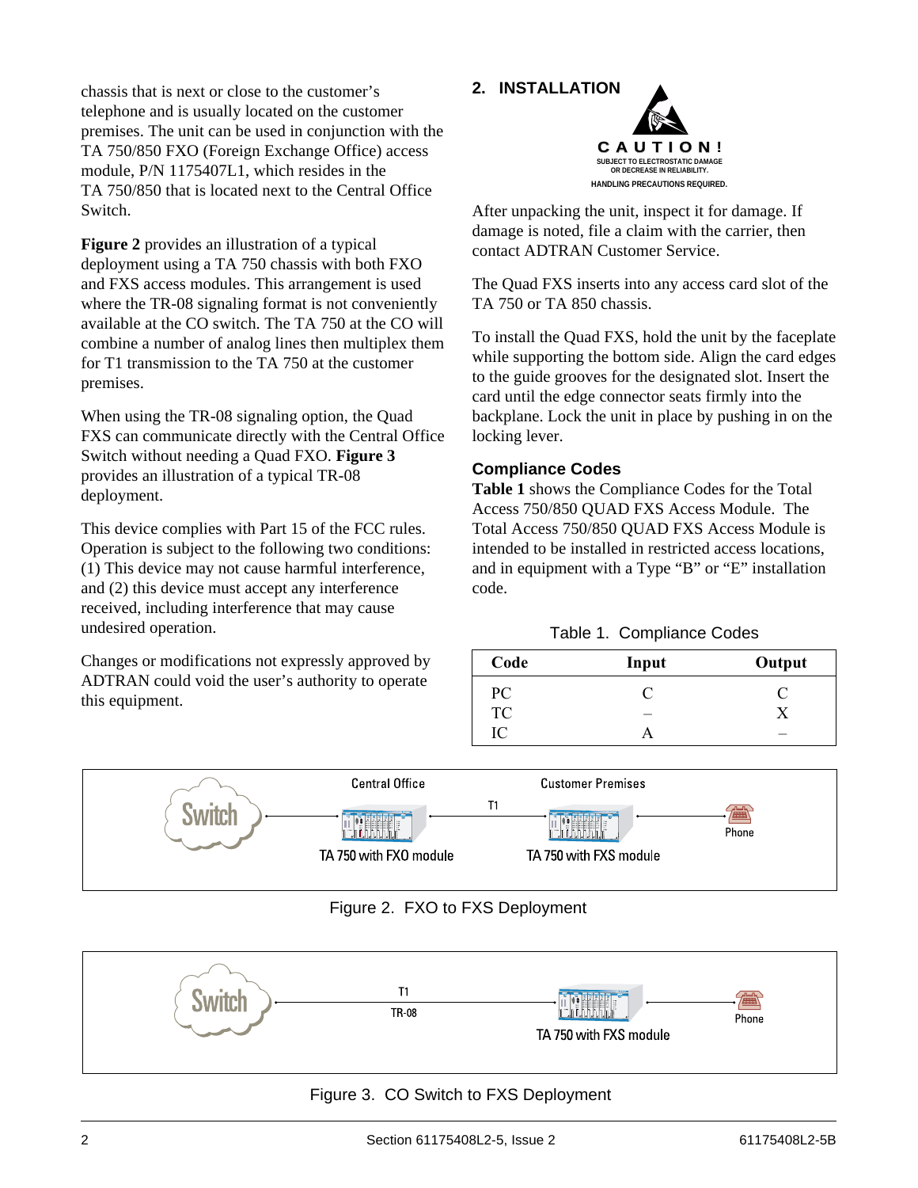chassis that is next or close to the customer's telephone and is usually located on the customer premises. The unit can be used in conjunction with the TA 750/850 FXO (Foreign Exchange Office) access module, P/N 1175407L1, which resides in the TA 750/850 that is located next to the Central Office Switch.

**Figure 2** provides an illustration of a typical deployment using a TA 750 chassis with both FXO and FXS access modules. This arrangement is used where the TR-08 signaling format is not conveniently available at the CO switch. The TA 750 at the CO will combine a number of analog lines then multiplex them for T1 transmission to the TA 750 at the customer premises.

When using the TR-08 signaling option, the Quad FXS can communicate directly with the Central Office Switch without needing a Quad FXO. **Figure 3** provides an illustration of a typical TR-08 deployment.

This device complies with Part 15 of the FCC rules. Operation is subject to the following two conditions: (1) This device may not cause harmful interference, and (2) this device must accept any interference received, including interference that may cause undesired operation.

Changes or modifications not expressly approved by ADTRAN could void the user's authority to operate this equipment.

## 2. INSTALLATION

**CAUTION!**
SUBJECT TO ELECTROSTATIC DAMAGE OR DECREASE IN RELIABILITY.
HANDLING PRECAUTIONS REQUIRED.

After unpacking the unit, inspect it for damage. If damage is noted, file a claim with the carrier, then contact ADTRAN Customer Service.

The Quad FXS inserts into any access card slot of the TA 750 or TA 850 chassis.

To install the Quad FXS, hold the unit by the faceplate while supporting the bottom side. Align the card edges to the guide grooves for the designated slot. Insert the card until the edge connector seats firmly into the backplane. Lock the unit in place by pushing in on the locking lever.

### Compliance Codes

**Table 1** shows the Compliance Codes for the Total Access 750/850 QUAD FXS Access Module. The Total Access 750/850 QUAD FXS Access Module is intended to be installed in restricted access locations, and in equipment with a Type "B" or "E" installation code.

Table 1. Compliance Codes

| Code | Input | Output |
|---|---|---|
| PC | C | C |
| TC | – | X |
| IC | A | – |

Switch — Central Office: TA 750 with FXO module — T1 — Customer Premises: TA 750 with FXS module — Phone

Figure 2. FXO to FXS Deployment

Switch — T1 TR-08 — TA 750 with FXS module — Phone

Figure 3. CO Switch to FXS Deployment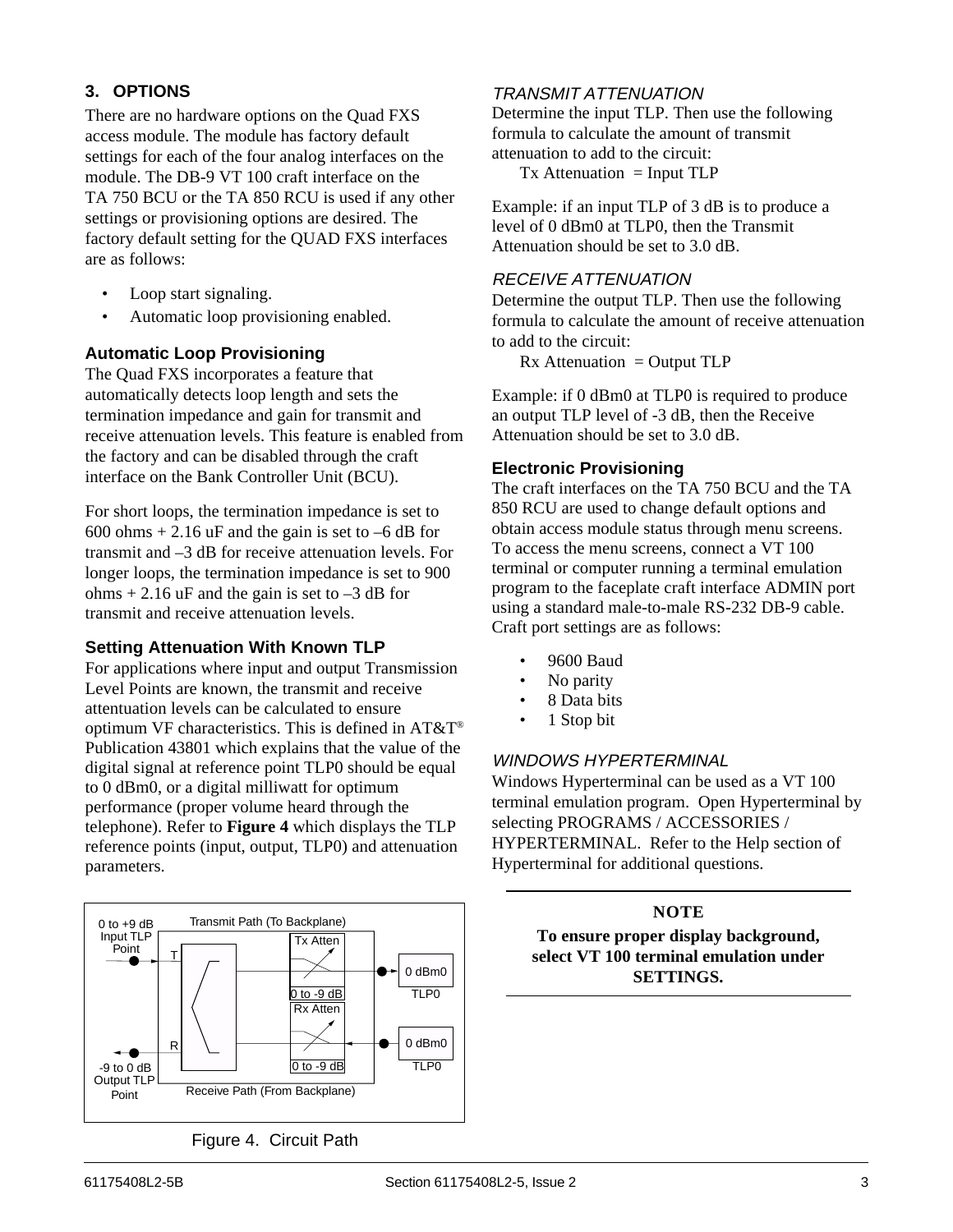## 3. OPTIONS

There are no hardware options on the Quad FXS access module. The module has factory default settings for each of the four analog interfaces on the module. The DB-9 VT 100 craft interface on the TA 750 BCU or the TA 850 RCU is used if any other settings or provisioning options are desired. The factory default setting for the QUAD FXS interfaces are as follows:

- Loop start signaling.
- Automatic loop provisioning enabled.

### Automatic Loop Provisioning

The Quad FXS incorporates a feature that automatically detects loop length and sets the termination impedance and gain for transmit and receive attenuation levels. This feature is enabled from the factory and can be disabled through the craft interface on the Bank Controller Unit (BCU).

For short loops, the termination impedance is set to 600 ohms + 2.16 uF and the gain is set to –6 dB for transmit and –3 dB for receive attenuation levels. For longer loops, the termination impedance is set to 900 ohms + 2.16 uF and the gain is set to –3 dB for transmit and receive attenuation levels.

### Setting Attenuation With Known TLP

For applications where input and output Transmission Level Points are known, the transmit and receive attentuation levels can be calculated to ensure optimum VF characteristics. This is defined in AT&T® Publication 43801 which explains that the value of the digital signal at reference point TLP0 should be equal to 0 dBm0, or a digital milliwatt for optimum performance (proper volume heard through the telephone). Refer to **Figure 4** which displays the TLP reference points (input, output, TLP0) and attenuation parameters.

Figure 4. Circuit Path

*TRANSMIT ATTENUATION*

Determine the input TLP. Then use the following formula to calculate the amount of transmit attenuation to add to the circuit:

Tx Attenuation = Input TLP

Example: if an input TLP of 3 dB is to produce a level of 0 dBm0 at TLP0, then the Transmit Attenuation should be set to 3.0 dB.

*RECEIVE ATTENUATION*

Determine the output TLP. Then use the following formula to calculate the amount of receive attenuation to add to the circuit:

Rx Attenuation = Output TLP

Example: if 0 dBm0 at TLP0 is required to produce an output TLP level of -3 dB, then the Receive Attenuation should be set to 3.0 dB.

### Electronic Provisioning

The craft interfaces on the TA 750 BCU and the TA 850 RCU are used to change default options and obtain access module status through menu screens. To access the menu screens, connect a VT 100 terminal or computer running a terminal emulation program to the faceplate craft interface ADMIN port using a standard male-to-male RS-232 DB-9 cable. Craft port settings are as follows:

- 9600 Baud
- No parity
- 8 Data bits
- 1 Stop bit

*WINDOWS HYPERTERMINAL*

Windows Hyperterminal can be used as a VT 100 terminal emulation program. Open Hyperterminal by selecting PROGRAMS / ACCESSORIES / HYPERTERMINAL. Refer to the Help section of Hyperterminal for additional questions.

**NOTE**

**To ensure proper display background, select VT 100 terminal emulation under SETTINGS.**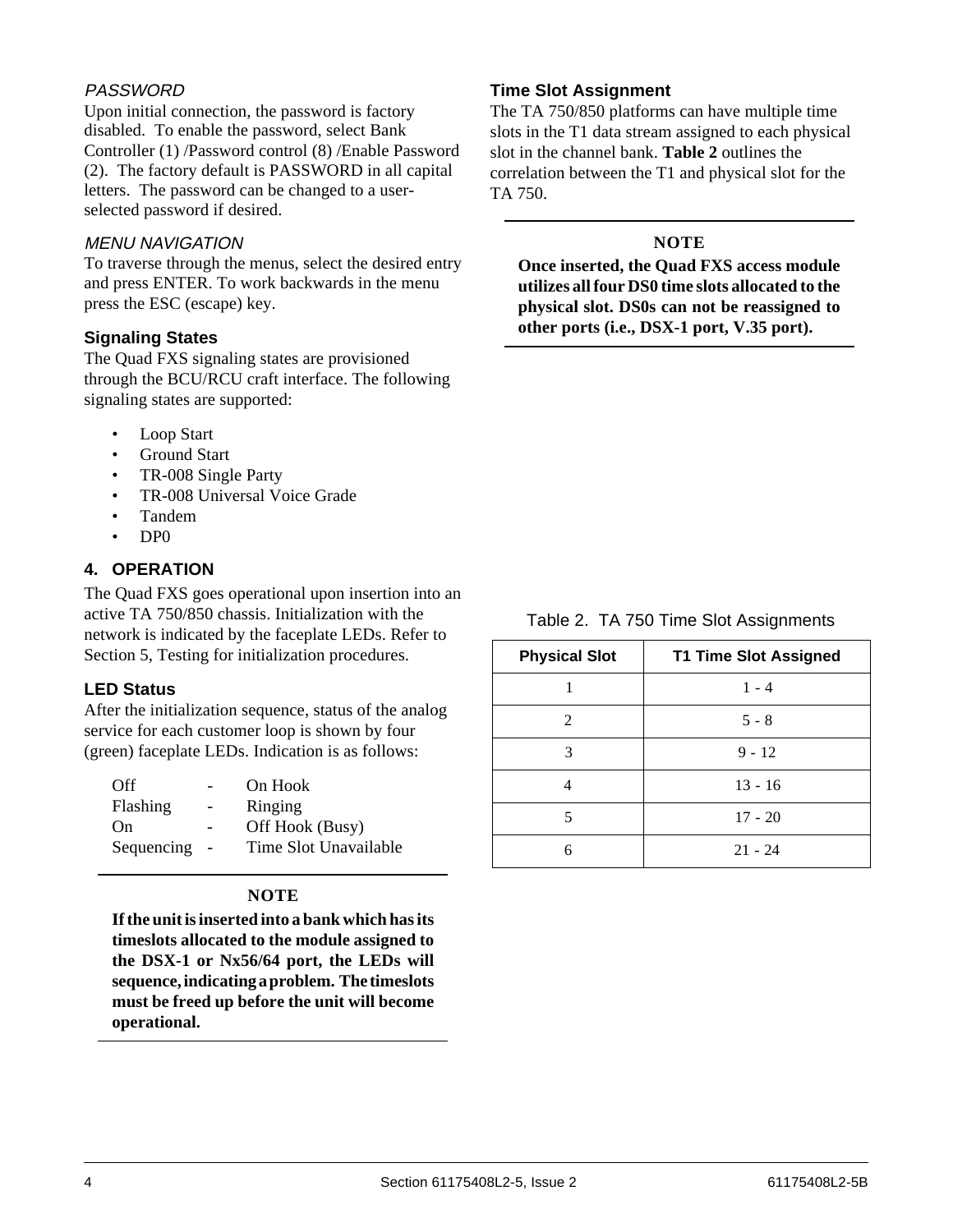*PASSWORD*

Upon initial connection, the password is factory disabled. To enable the password, select Bank Controller (1) /Password control (8) /Enable Password (2). The factory default is PASSWORD in all capital letters. The password can be changed to a user-selected password if desired.

*MENU NAVIGATION*

To traverse through the menus, select the desired entry and press ENTER. To work backwards in the menu press the ESC (escape) key.

### Signaling States

The Quad FXS signaling states are provisioned through the BCU/RCU craft interface. The following signaling states are supported:

- Loop Start
- Ground Start
- TR-008 Single Party
- TR-008 Universal Voice Grade
- Tandem
- DP0

## 4. OPERATION

The Quad FXS goes operational upon insertion into an active TA 750/850 chassis. Initialization with the network is indicated by the faceplate LEDs. Refer to Section 5, Testing for initialization procedures.

### LED Status

After the initialization sequence, status of the analog service for each customer loop is shown by four (green) faceplate LEDs. Indication is as follows:

| | | |
|---|---|---|
| Off | - | On Hook |
| Flashing | - | Ringing |
| On | - | Off Hook (Busy) |
| Sequencing | - | Time Slot Unavailable |

**NOTE**

**If the unit is inserted into a bank which has its timeslots allocated to the module assigned to the DSX-1 or Nx56/64 port, the LEDs will sequence, indicating a problem. The timeslots must be freed up before the unit will become operational.**

### Time Slot Assignment

The TA 750/850 platforms can have multiple time slots in the T1 data stream assigned to each physical slot in the channel bank. **Table 2** outlines the correlation between the T1 and physical slot for the TA 750.

**NOTE**

**Once inserted, the Quad FXS access module utilizes all four DS0 time slots allocated to the physical slot. DS0s can not be reassigned to other ports (i.e., DSX-1 port, V.35 port).**

Table 2. TA 750 Time Slot Assignments

| Physical Slot | T1 Time Slot Assigned |
|---|---|
| 1 | 1 - 4 |
| 2 | 5 - 8 |
| 3 | 9 - 12 |
| 4 | 13 - 16 |
| 5 | 17 - 20 |
| 6 | 21 - 24 |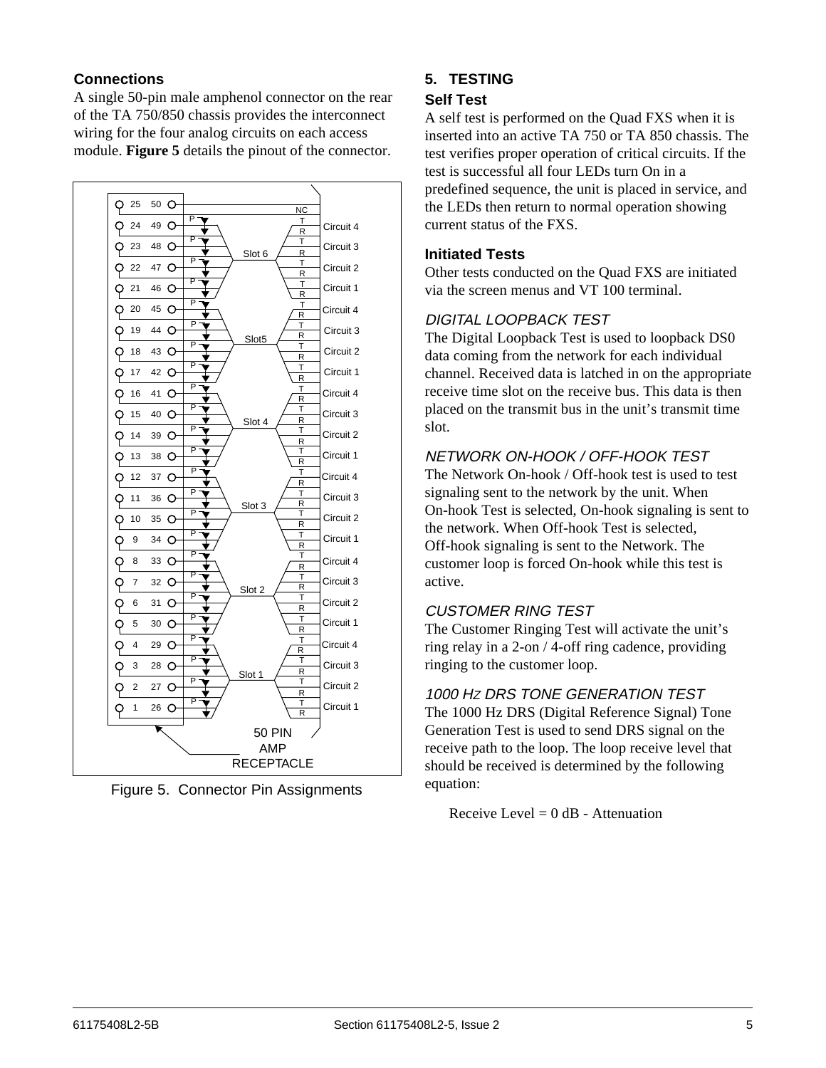### Connections

A single 50-pin male amphenol connector on the rear of the TA 750/850 chassis provides the interconnect wiring for the four analog circuits on each access module. **Figure 5** details the pinout of the connector.

Figure 5. Connector Pin Assignments

## 5. TESTING

### Self Test

A self test is performed on the Quad FXS when it is inserted into an active TA 750 or TA 850 chassis. The test verifies proper operation of critical circuits. If the test is successful all four LEDs turn On in a predefined sequence, the unit is placed in service, and the LEDs then return to normal operation showing current status of the FXS.

### Initiated Tests

Other tests conducted on the Quad FXS are initiated via the screen menus and VT 100 terminal.

#### *DIGITAL LOOPBACK TEST*

The Digital Loopback Test is used to loopback DS0 data coming from the network for each individual channel. Received data is latched in on the appropriate receive time slot on the receive bus. This data is then placed on the transmit bus in the unit's transmit time slot.

#### *NETWORK ON-HOOK / OFF-HOOK TEST*

The Network On-hook / Off-hook test is used to test signaling sent to the network by the unit. When On-hook Test is selected, On-hook signaling is sent to the network. When Off-hook Test is selected, Off-hook signaling is sent to the Network. The customer loop is forced On-hook while this test is active.

#### *CUSTOMER RING TEST*

The Customer Ringing Test will activate the unit's ring relay in a 2-on / 4-off ring cadence, providing ringing to the customer loop.

#### *1000 HZ DRS TONE GENERATION TEST*

The 1000 Hz DRS (Digital Reference Signal) Tone Generation Test is used to send DRS signal on the receive path to the loop. The loop receive level that should be received is determined by the following equation:

Receive Level = 0 dB - Attenuation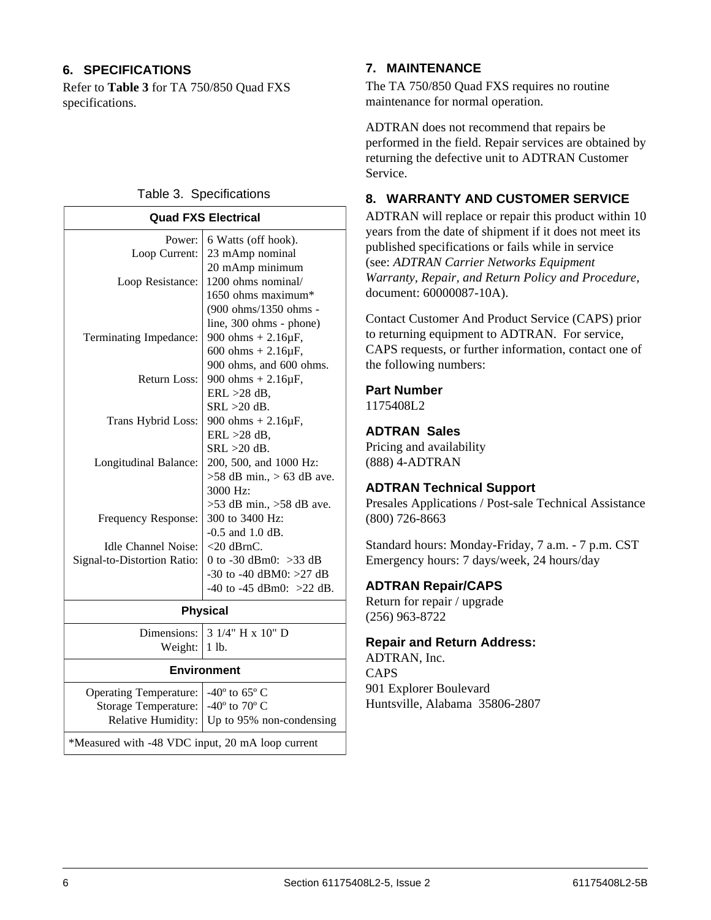## 6. SPECIFICATIONS

Refer to **Table 3** for TA 750/850 Quad FXS specifications.

Table 3. Specifications

| Quad FXS Electrical | |
|---|---|
| Power: | 6 Watts (off hook). |
| Loop Current: | 23 mAmp nominal<br>20 mAmp minimum |
| Loop Resistance: | 1200 ohms nominal/<br>1650 ohms maximum*<br>(900 ohms/1350 ohms - line, 300 ohms - phone) |
| Terminating Impedance: | 900 ohms + 2.16µF,<br>600 ohms + 2.16µF,<br>900 ohms, and 600 ohms. |
| Return Loss: | 900 ohms + 2.16µF,<br>ERL >28 dB,<br>SRL >20 dB. |
| Trans Hybrid Loss: | 900 ohms + 2.16µF,<br>ERL >28 dB,<br>SRL >20 dB. |
| Longitudinal Balance: | 200, 500, and 1000 Hz:<br>>58 dB min., > 63 dB ave.<br>3000 Hz:<br>>53 dB min., >58 dB ave. |
| Frequency Response: | 300 to 3400 Hz:<br>-0.5 and 1.0 dB. |
| Idle Channel Noise: | <20 dBrnC. |
| Signal-to-Distortion Ratio: | 0 to -30 dBm0: >33 dB<br>-30 to -40 dBM0: >27 dB<br>-40 to -45 dBm0: >22 dB. |
| **Physical** | |
| Dimensions: | 3 1/4" H x 10" D |
| Weight: | 1 lb. |
| **Environment** | |
| Operating Temperature: | -40º to 65º C |
| Storage Temperature: | -40º to 70º C |
| Relative Humidity: | Up to 95% non-condensing |
| *Measured with -48 VDC input, 20 mA loop current | |

## 7. MAINTENANCE

The TA 750/850 Quad FXS requires no routine maintenance for normal operation.

ADTRAN does not recommend that repairs be performed in the field. Repair services are obtained by returning the defective unit to ADTRAN Customer Service.

## 8. WARRANTY AND CUSTOMER SERVICE

ADTRAN will replace or repair this product within 10 years from the date of shipment if it does not meet its published specifications or fails while in service (see: *ADTRAN Carrier Networks Equipment Warranty, Repair, and Return Policy and Procedure,* document: 60000087-10A).

Contact Customer And Product Service (CAPS) prior to returning equipment to ADTRAN. For service, CAPS requests, or further information, contact one of the following numbers:

**Part Number**
1175408L2

**ADTRAN Sales**
Pricing and availability
(888) 4-ADTRAN

**ADTRAN Technical Support**
Presales Applications / Post-sale Technical Assistance
(800) 726-8663

Standard hours: Monday-Friday, 7 a.m. - 7 p.m. CST
Emergency hours: 7 days/week, 24 hours/day

**ADTRAN Repair/CAPS**
Return for repair / upgrade
(256) 963-8722

**Repair and Return Address:**
ADTRAN, Inc.
CAPS
901 Explorer Boulevard
Huntsville, Alabama 35806-2807